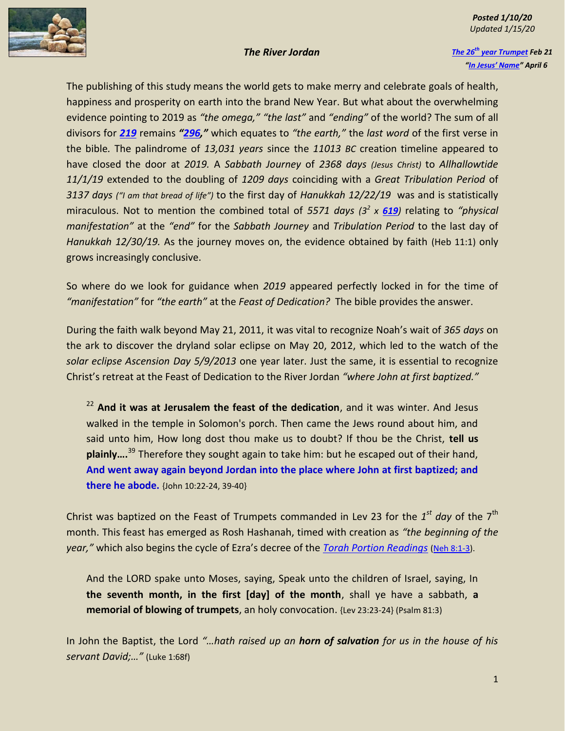*Posted 1/10/20*
*Updated 1/15/20*

# *The River Jordan*

***The 26th year Trumpet** Feb 21*
*"**In Jesus' Name**" April 6*

The publishing of this study means the world gets to make merry and celebrate goals of health, happiness and prosperity on earth into the brand New Year. But what about the overwhelming evidence pointing to 2019 as *"the omega," "the last"* and *"ending"* of the world? The sum of all divisors for ***219*** remains ***"296,"*** which equates to *"the earth,"* the *last word* of the first verse in the bible*.* The palindrome of *13,031 years* since the *11013 BC* creation timeline appeared to have closed the door at *2019.* A *Sabbath Journey* of *2368 days (Jesus Christ)* to *Allhallowtide 11/1/19* extended to the doubling of *1209 days* coinciding with a *Great Tribulation Period* of *3137 days ("I am that bread of life")* to the first day of *Hanukkah 12/22/19* was and is statistically miraculous. Not to mention the combined total of *5571 days* ($3^2$ *x* ***619***) relating to *"physical manifestation"* at the *"end"* for the *Sabbath Journey* and *Tribulation Period* to the last day of *Hanukkah 12/30/19.* As the journey moves on, the evidence obtained by faith (Heb 11:1) only grows increasingly conclusive.

So where do we look for guidance when *2019* appeared perfectly locked in for the time of *"manifestation"* for *"the earth"* at the *Feast of Dedication?* The bible provides the answer.

During the faith walk beyond May 21, 2011, it was vital to recognize Noah's wait of *365 days* on the ark to discover the dryland solar eclipse on May 20, 2012, which led to the watch of the *solar eclipse Ascension Day 5/9/2013* one year later. Just the same, it is essential to recognize Christ's retreat at the Feast of Dedication to the River Jordan *"where John at first baptized."*

> [22] **And it was at Jerusalem the feast of the dedication**, and it was winter. And Jesus walked in the temple in Solomon's porch. Then came the Jews round about him, and said unto him, How long dost thou make us to doubt? If thou be the Christ, **tell us plainly….**[39] Therefore they sought again to take him: but he escaped out of their hand, **And went away again beyond Jordan into the place where John at first baptized; and there he abode.** {John 10:22-24, 39-40}

Christ was baptized on the Feast of Trumpets commanded in Lev 23 for the *1st day* of the 7th month. This feast has emerged as Rosh Hashanah, timed with creation as *"the beginning of the year,"* which also begins the cycle of Ezra's decree of the *Torah Portion Readings* (Neh 8:1-3).

> And the LORD spake unto Moses, saying, Speak unto the children of Israel, saying, In **the seventh month, in the first [day] of the month**, shall ye have a sabbath, **a memorial of blowing of trumpets**, an holy convocation. {Lev 23:23-24} (Psalm 81:3)

In John the Baptist, the Lord *"…hath raised up an **horn of salvation** for us in the house of his servant David;…"* (Luke 1:68f)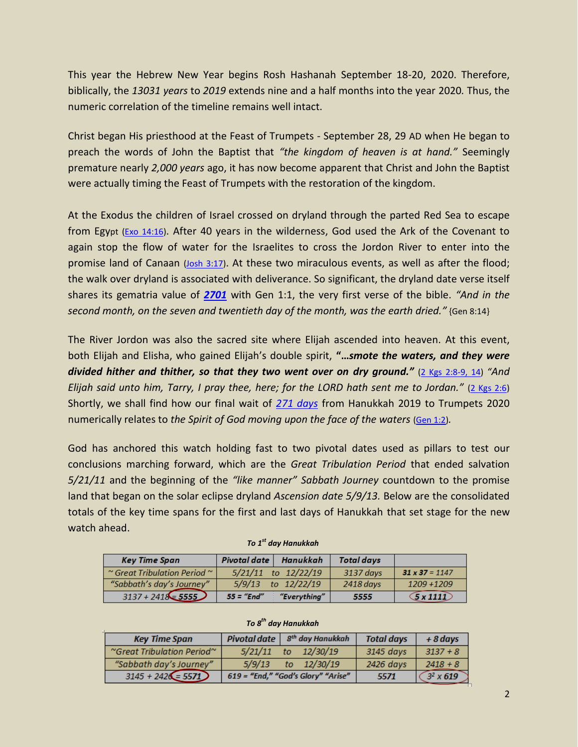This year the Hebrew New Year begins Rosh Hashanah September 18-20, 2020. Therefore, biblically, the *13031 years* to *2019* extends nine and a half months into the year 2020*.* Thus, the numeric correlation of the timeline remains well intact.

Christ began His priesthood at the Feast of Trumpets - September 28, 29 AD when He began to preach the words of John the Baptist that *"the kingdom of heaven is at hand."* Seemingly premature nearly *2,000 years* ago, it has now become apparent that Christ and John the Baptist were actually timing the Feast of Trumpets with the restoration of the kingdom.

At the Exodus the children of Israel crossed on dryland through the parted Red Sea to escape from Egypt (Exo 14:16). After 40 years in the wilderness, God used the Ark of the Covenant to again stop the flow of water for the Israelites to cross the Jordon River to enter into the promise land of Canaan (Josh 3:17). At these two miraculous events, as well as after the flood; the walk over dryland is associated with deliverance. So significant, the dryland date verse itself shares its gematria value of ***2701*** with Gen 1:1, the very first verse of the bible. *"And in the second month, on the seven and twentieth day of the month, was the earth dried."* {Gen 8:14}

The River Jordon was also the sacred site where Elijah ascended into heaven. At this event, both Elijah and Elisha, who gained Elijah's double spirit, ***"…smote the waters, and they were divided hither and thither, so that they two went over on dry ground."*** (2 Kgs 2:8-9, 14) *"And Elijah said unto him, Tarry, I pray thee, here; for the LORD hath sent me to Jordan."* (2 Kgs 2:6) Shortly, we shall find how our final wait of *271 days* from Hanukkah 2019 to Trumpets 2020 numerically relates to *the Spirit of God moving upon the face of the waters* (Gen 1:2).

God has anchored this watch holding fast to two pivotal dates used as pillars to test our conclusions marching forward, which are the *Great Tribulation Period* that ended salvation *5/21/11* and the beginning of the *"like manner" Sabbath Journey* countdown to the promise land that began on the solar eclipse dryland *Ascension date 5/9/13.* Below are the consolidated totals of the key time spans for the first and last days of Hanukkah that set stage for the new watch ahead.

***To 1st day Hanukkah***

| Key Time Span | Pivotal date | Hanukkah | Total days | |
|---|---|---|---|---|
| *~ Great Tribulation Period ~* | *5/21/11 to* | *12/22/19* | *3137 days* | ***31 x 37*** *= 1147* |
| *"Sabbath's day's Journey"* | *5/9/13 to* | *12/22/19* | *2418 days* | *1209 +1209* |
| *3137 + 2418 = **5555*** | ***55 = "End"*** | ***"Everything"*** | ***5555*** | ***5 x 1111*** |

***To 8th day Hanukkah***

| Key Time Span | Pivotal date | 8th day Hanukkah | Total days | + 8 days |
|---|---|---|---|---|
| *~Great Tribulation Period~* | *5/21/11 to* | *12/30/19* | *3145 days* | *3137 + 8* |
| *"Sabbath day's Journey"* | *5/9/13 to* | *12/30/19* | *2426 days* | *2418 + 8* |
| *3145 + 2426 = **5571*** | ***619 = "End," "God's Glory" "Arise"*** | | ***5571*** | *$3^2$ x **619*** |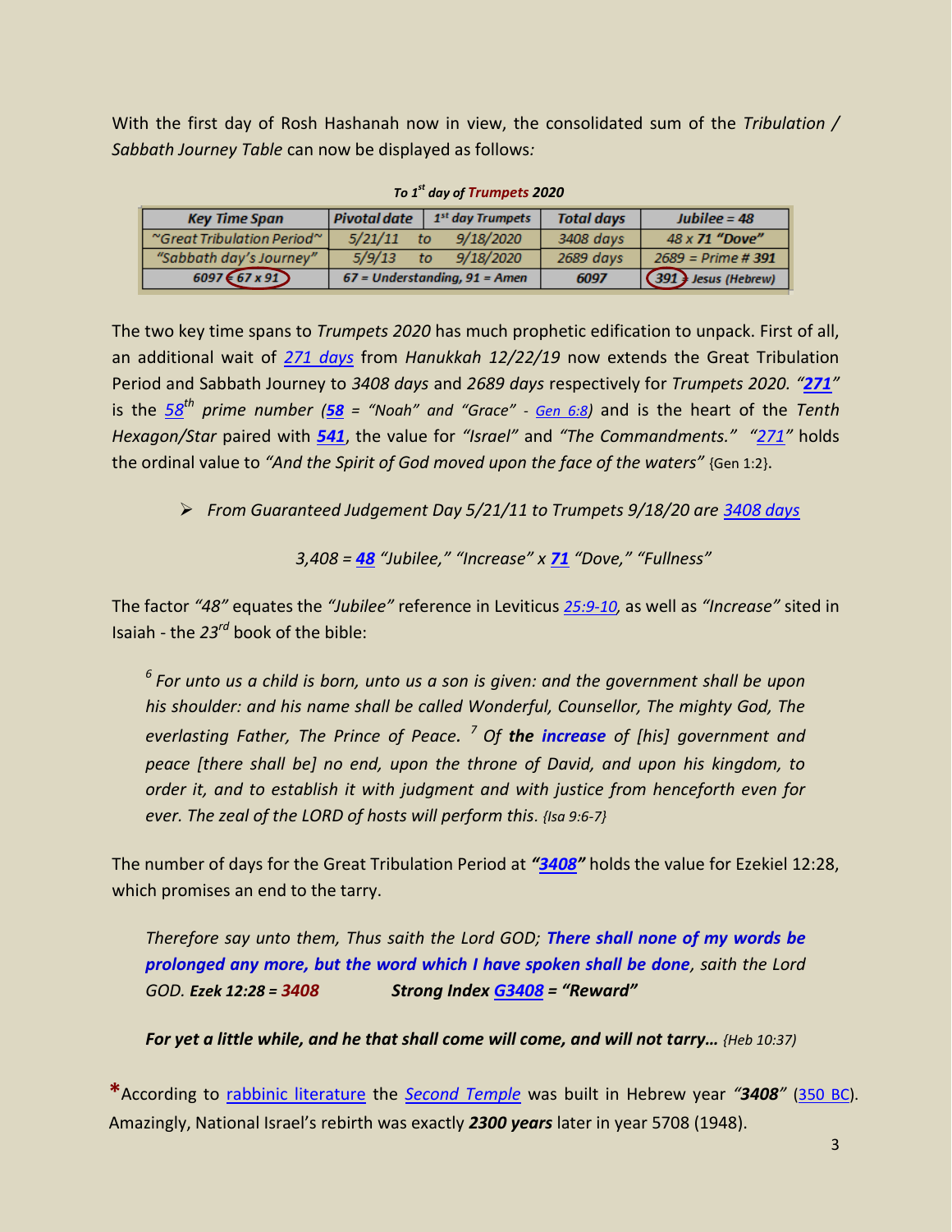With the first day of Rosh Hashanah now in view, the consolidated sum of the *Tribulation / Sabbath Journey Table* can now be displayed as follows*:*

***To 1st day of Trumpets 2020***

| Key Time Span | Pivotal date | 1st day Trumpets | Total days | Jubilee = 48 |
|---|---|---|---|---|
| ~Great Tribulation Period~ | 5/21/11 to | 9/18/2020 | 3408 days | 48 x 71 **"Dove"** |
| "Sabbath day's Journey" | 5/9/13 to | 9/18/2020 | 2689 days | 2689 = Prime # **391** |
| **6097 = 67 x 91** | **67 = Understanding, 91 = Amen** | | **6097** | **391 = Jesus (Hebrew)** |

The two key time spans to *Trumpets 2020* has much prophetic edification to unpack. First of all, an additional wait of *271 days* from *Hanukkah 12/22/19* now extends the Great Tribulation Period and Sabbath Journey to *3408 days* and *2689 days* respectively for *Trumpets 2020. "**271**"* is the *58th prime number* (***58*** *= "Noah" and "Grace" - Gen 6:8*) and is the heart of the *Tenth Hexagon/Star* paired with ***541***, the value for *"Israel"* and *"The Commandments." "271"* holds the ordinal value to *"And the Spirit of God moved upon the face of the waters"* {Gen 1:2}.

- *From Guaranteed Judgement Day 5/21/11 to Trumpets 9/18/20 are 3408 days*

*3,408 =* ***48*** *"Jubilee," "Increase" x* ***71*** *"Dove," "Fullness"*

The factor *"48"* equates the *"Jubilee"* reference in Leviticus *25:9-10*, as well as *"Increase"* sited in Isaiah - the *23rd* book of the bible:

> *6 For unto us a child is born, unto us a son is given: and the government shall be upon his shoulder: and his name shall be called Wonderful, Counsellor, The mighty God, The everlasting Father, The Prince of Peace. 7 Of **the increase** of [his] government and peace [there shall be] no end, upon the throne of David, and upon his kingdom, to order it, and to establish it with judgment and with justice from henceforth even for ever. The zeal of the LORD of hosts will perform this. {Isa 9:6-7}*

The number of days for the Great Tribulation Period at ***"3408"*** holds the value for Ezekiel 12:28, which promises an end to the tarry.

> *Therefore say unto them, Thus saith the Lord GOD; **There shall none of my words be prolonged any more, but the word which I have spoken shall be done**, saith the Lord GOD.* ***Ezek 12:28 = 3408*** ***Strong Index G3408 = "Reward"***

> ***For yet a little while, and he that shall come will come, and will not tarry…*** *{Heb 10:37}*

*According to rabbinic literature the *Second Temple* was built in Hebrew year *"**3408**"* (350 BC). Amazingly, National Israel's rebirth was exactly ***2300 years*** later in year 5708 (1948).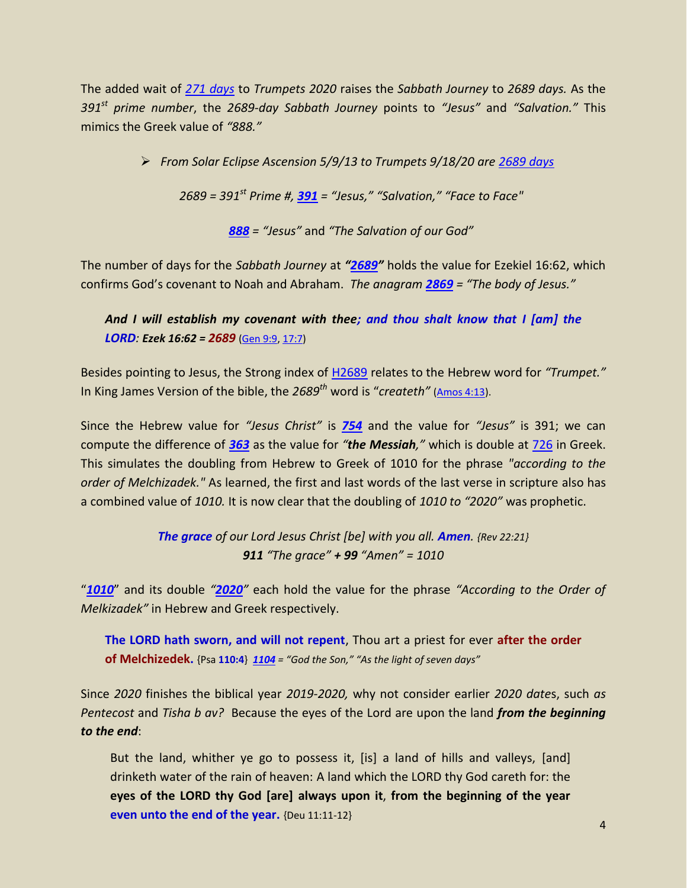The added wait of *271 days* to *Trumpets 2020* raises the *Sabbath Journey* to *2689 days.* As the *391st prime number*, the *2689-day Sabbath Journey* points to *"Jesus"* and *"Salvation."* This mimics the Greek value of *"888."*

- *From Solar Eclipse Ascension 5/9/13 to Trumpets 9/18/20 are 2689 days*

*2689 = 391st Prime #, **391** = "Jesus," "Salvation," "Face to Face"*

***888** = "Jesus"* and *"The Salvation of our God"*

The number of days for the *Sabbath Journey* at ***"2689"*** holds the value for Ezekiel 16:62, which confirms God's covenant to Noah and Abraham. *The anagram **2869** = "The body of Jesus."*

> ***And I will establish my covenant with thee; and thou shalt know that I [am] the LORD: Ezek 16:62 = 2689*** (Gen 9:9, 17:7)

Besides pointing to Jesus, the Strong index of H2689 relates to the Hebrew word for *"Trumpet."* In King James Version of the bible, the *2689th* word is "*createth"* (Amos 4:13).

Since the Hebrew value for *"Jesus Christ"* is ***754*** and the value for *"Jesus"* is 391; we can compute the difference of ***363*** as the value for *"**the Messiah**,"* which is double at 726 in Greek. This simulates the doubling from Hebrew to Greek of 1010 for the phrase *"according to the order of Melchizadek."* As learned, the first and last words of the last verse in scripture also has a combined value of *1010.* It is now clear that the doubling of *1010 to "2020"* was prophetic.

> ***The grace** of our Lord Jesus Christ [be] with you all. **Amen**. {Rev 22:21}*
> ***911** "The grace" + **99** "Amen" = 1010*

"***1010***" and its double *"**2020**"* each hold the value for the phrase *"According to the Order of Melkizadek"* in Hebrew and Greek respectively.

> **The LORD hath sworn, and will not repent**, Thou art a priest for ever **after the order of Melchizedek.** {Psa **110:4**} ***1104*** *= "God the Son," "As the light of seven days"*

Since *2020* finishes the biblical year *2019-2020,* why not consider earlier *2020 date*s, such *as Pentecost* and *Tisha b av?* Because the eyes of the Lord are upon the land ***from the beginning to the end***:

> But the land, whither ye go to possess it, [is] a land of hills and valleys, [and] drinketh water of the rain of heaven: A land which the LORD thy God careth for: the **eyes of the LORD thy God [are] always upon it**, **from the beginning of the year even unto the end of the year.** {Deu 11:11-12}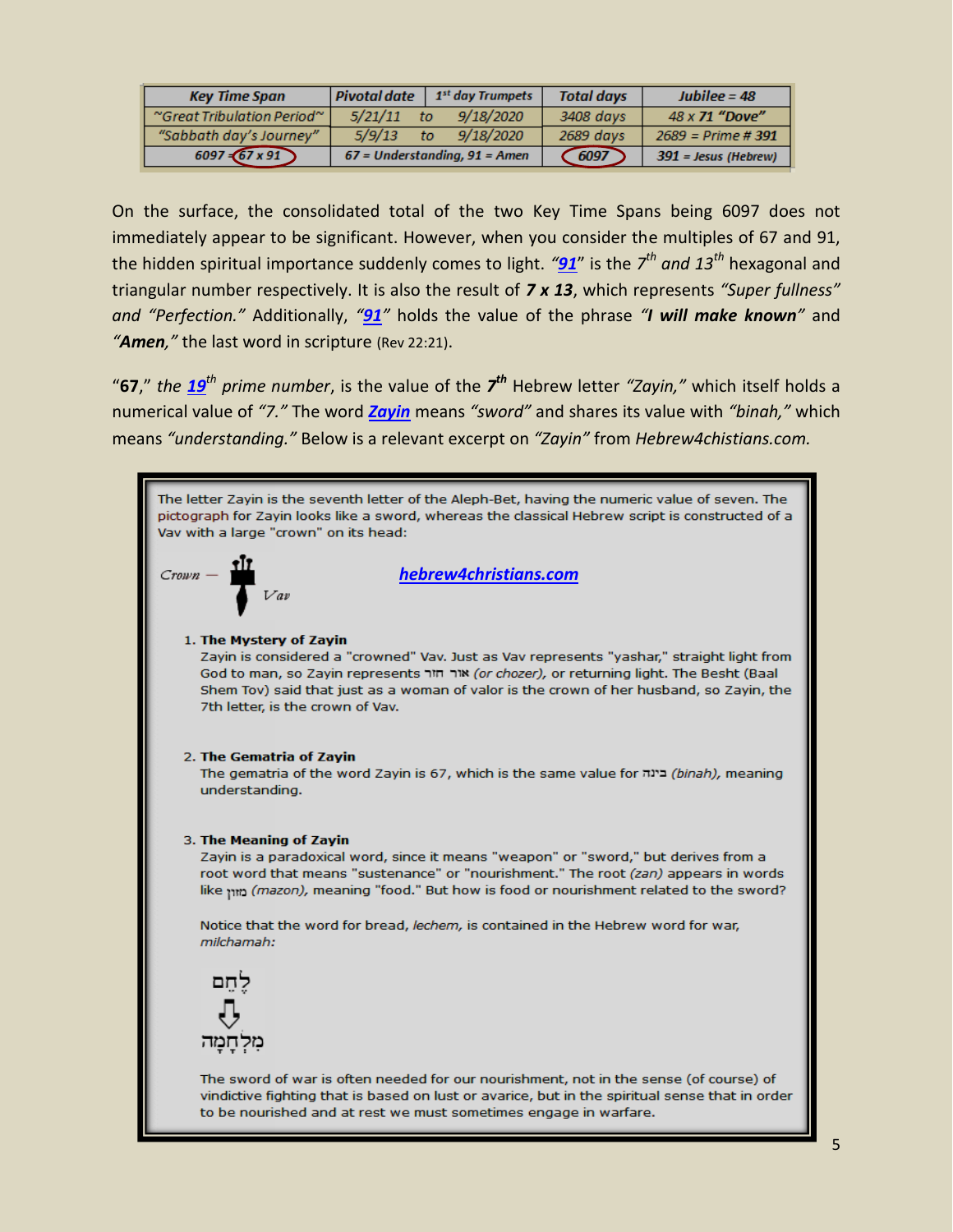| Key Time Span | Pivotal date | 1st day Trumpets | Total days | Jubilee = 48 |
|---|---|---|---|---|
| ~Great Tribulation Period~ | 5/21/11 to | 9/18/2020 | 3408 days | 48 x **71** **"Dove"** |
| "Sabbath day's Journey" | 5/9/13 to | 9/18/2020 | 2689 days | 2689 = Prime # **391** |
| 6097 = 67 x 91 | 67 = Understanding, 91 = Amen | | 6097 | 391 = Jesus (Hebrew) |

On the surface, the consolidated total of the two Key Time Spans being 6097 does not immediately appear to be significant. However, when you consider the multiples of 67 and 91, the hidden spiritual importance suddenly comes to light. *"91"* is the $7^{th}$ *and* $13^{th}$ hexagonal and triangular number respectively. It is also the result of ***7 x 13***, which represents *"Super fullness" and "Perfection."* Additionally, *"91"* holds the value of the phrase *"**I will make known**"* and *"**Amen**,"* the last word in scripture (Rev 22:21).

"**67**," *the 19th prime number*, is the value of the ***7th*** Hebrew letter *"Zayin,"* which itself holds a numerical value of *"7."* The word ***Zayin*** means *"sword"* and shares its value with *"binah,"* which means *"understanding."* Below is a relevant excerpt on *"Zayin"* from *Hebrew4chistians.com.*

> The letter Zayin is the seventh letter of the Aleph-Bet, having the numeric value of seven. The pictograph for Zayin looks like a sword, whereas the classical Hebrew script is constructed of a Vav with a large "crown" on its head:
>
> *Crown — Vav*
>
> ***hebrew4christians.com***
>
> 1. **The Mystery of Zayin**
>    Zayin is considered a "crowned" Vav. Just as Vav represents "yashar," straight light from God to man, so Zayin represents אור חוזר *(or chozer)*, or returning light. The Besht (Baal Shem Tov) said that just as a woman of valor is the crown of her husband, so Zayin, the 7th letter, is the crown of Vav.
>
> 2. **The Gematria of Zayin**
>    The gematria of the word Zayin is 67, which is the same value for בינה *(binah)*, meaning understanding.
>
> 3. **The Meaning of Zayin**
>    Zayin is a paradoxical word, since it means "weapon" or "sword," but derives from a root word that means "sustenance" or "nourishment." The root *(zan)* appears in words like מזון *(mazon)*, meaning "food." But how is food or nourishment related to the sword?
>
>    Notice that the word for bread, *lechem*, is contained in the Hebrew word for war, *milchamah*:
>
>    לֶחֶם
>    ⇩
>    מִלְחָמָה
>
>    The sword of war is often needed for our nourishment, not in the sense (of course) of vindictive fighting that is based on lust or avarice, but in the spiritual sense that in order to be nourished and at rest we must sometimes engage in warfare.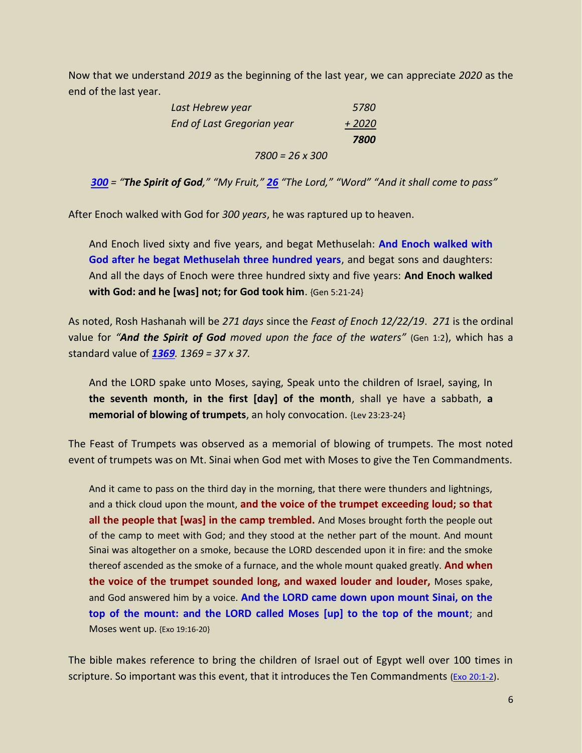Now that we understand *2019* as the beginning of the last year, we can appreciate *2020* as the end of the last year.

| | |
|---|---|
| *Last Hebrew year* | *5780* |
| *End of Last Gregorian year* | *+ 2020* |
| | ***7800*** |

*7800 = 26 x 300*

***300*** *= "**The Spirit of God**," "My Fruit,"* ***26*** *"The Lord," "Word" "And it shall come to pass"*

After Enoch walked with God for *300 years*, he was raptured up to heaven.

> And Enoch lived sixty and five years, and begat Methuselah: **And Enoch walked with God after he begat Methuselah three hundred years**, and begat sons and daughters: And all the days of Enoch were three hundred sixty and five years: **And Enoch walked with God: and he [was] not; for God took him**. {Gen 5:21-24}

As noted, Rosh Hashanah will be *271 days* since the *Feast of Enoch 12/22/19*. *271* is the ordinal value for *"**And the Spirit of God** moved upon the face of the waters"* (Gen 1:2), which has a standard value of ***1369****. 1369 = 37 x 37.*

> And the LORD spake unto Moses, saying, Speak unto the children of Israel, saying, In **the seventh month, in the first [day] of the month**, shall ye have a sabbath, **a memorial of blowing of trumpets**, an holy convocation. {Lev 23:23-24}

The Feast of Trumpets was observed as a memorial of blowing of trumpets. The most noted event of trumpets was on Mt. Sinai when God met with Moses to give the Ten Commandments.

> And it came to pass on the third day in the morning, that there were thunders and lightnings, and a thick cloud upon the mount, **and the voice of the trumpet exceeding loud; so that all the people that [was] in the camp trembled.** And Moses brought forth the people out of the camp to meet with God; and they stood at the nether part of the mount. And mount Sinai was altogether on a smoke, because the LORD descended upon it in fire: and the smoke thereof ascended as the smoke of a furnace, and the whole mount quaked greatly. **And when the voice of the trumpet sounded long, and waxed louder and louder,** Moses spake, and God answered him by a voice. **And the LORD came down upon mount Sinai, on the top of the mount: and the LORD called Moses [up] to the top of the mount**; and Moses went up. {Exo 19:16-20}

The bible makes reference to bring the children of Israel out of Egypt well over 100 times in scripture. So important was this event, that it introduces the Ten Commandments (Exo 20:1-2).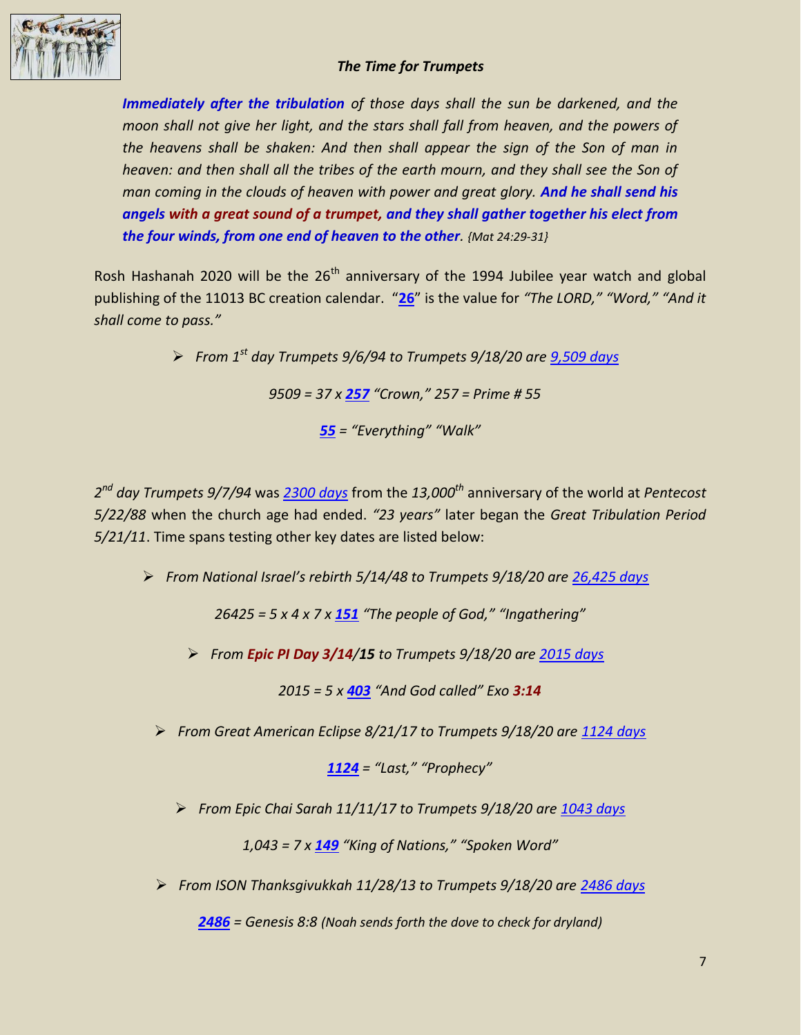### *The Time for Trumpets*

> ***Immediately after the tribulation*** *of those days shall the sun be darkened, and the moon shall not give her light, and the stars shall fall from heaven, and the powers of the heavens shall be shaken: And then shall appear the sign of the Son of man in heaven: and then shall all the tribes of the earth mourn, and they shall see the Son of man coming in the clouds of heaven with power and great glory.* ***And he shall send his angels with a great sound of a trumpet, and they shall gather together his elect from the four winds, from one end of heaven to the other****. {Mat 24:29-31}*

Rosh Hashanah 2020 will be the 26th anniversary of the 1994 Jubilee year watch and global publishing of the 11013 BC creation calendar. "**26**" is the value for *"The LORD," "Word," "And it shall come to pass."*

- *From 1st day Trumpets 9/6/94 to Trumpets 9/18/20 are 9,509 days*

*9509 = 37 x **257** "Crown," 257 = Prime # 55*

***55** = "Everything" "Walk"*

*2nd day Trumpets 9/7/94* was *2300 days* from the *13,000th* anniversary of the world at *Pentecost 5/22/88* when the church age had ended. *"23 years"* later began the *Great Tribulation Period 5/21/11*. Time spans testing other key dates are listed below:

- *From National Israel's rebirth 5/14/48 to Trumpets 9/18/20 are 26,425 days*

*26425 = 5 x 4 x 7 x **151** "The people of God," "Ingathering"*

- *From **Epic PI Day 3/14/15** to Trumpets 9/18/20 are 2015 days*

*2015 = 5 x **403** "And God called" Exo **3:14***

- *From Great American Eclipse 8/21/17 to Trumpets 9/18/20 are 1124 days*

***1124** = "Last," "Prophecy"*

- *From Epic Chai Sarah 11/11/17 to Trumpets 9/18/20 are 1043 days*

*1,043 = 7 x **149** "King of Nations," "Spoken Word"*

- *From ISON Thanksgivukkah 11/28/13 to Trumpets 9/18/20 are 2486 days*

***2486** = Genesis 8:8 (Noah sends forth the dove to check for dryland)*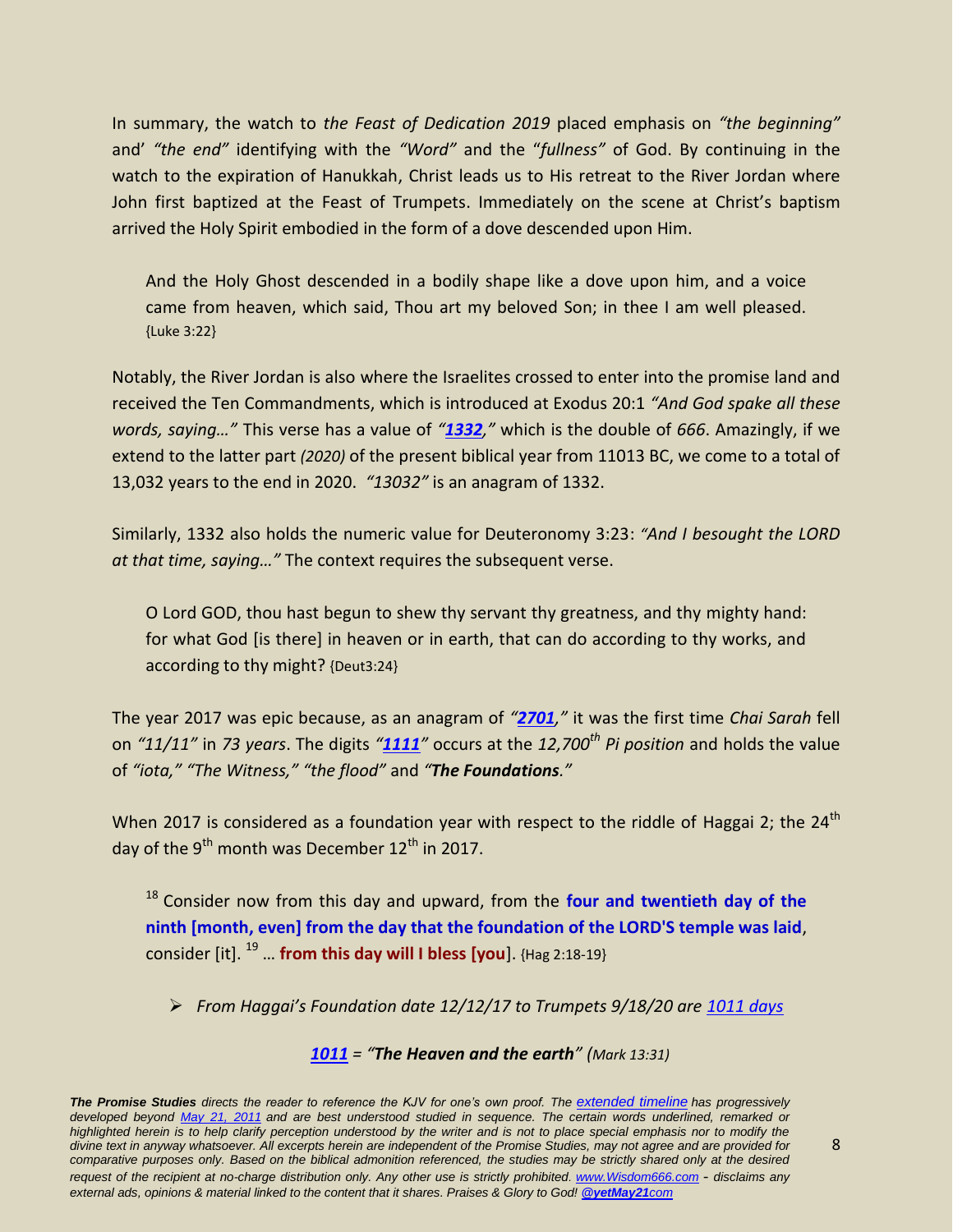In summary, the watch to *the Feast of Dedication 2019* placed emphasis on *"the beginning"* and' *"the end"* identifying with the *"Word"* and the "*fullness"* of God. By continuing in the watch to the expiration of Hanukkah, Christ leads us to His retreat to the River Jordan where John first baptized at the Feast of Trumpets. Immediately on the scene at Christ's baptism arrived the Holy Spirit embodied in the form of a dove descended upon Him.

> And the Holy Ghost descended in a bodily shape like a dove upon him, and a voice came from heaven, which said, Thou art my beloved Son; in thee I am well pleased. {Luke 3:22}

Notably, the River Jordan is also where the Israelites crossed to enter into the promise land and received the Ten Commandments, which is introduced at Exodus 20:1 *"And God spake all these words, saying…"* This verse has a value of *"**1332**,"* which is the double of *666*. Amazingly, if we extend to the latter part *(2020)* of the present biblical year from 11013 BC, we come to a total of 13,032 years to the end in 2020. *"13032"* is an anagram of 1332.

Similarly, 1332 also holds the numeric value for Deuteronomy 3:23: *"And I besought the LORD at that time, saying…"* The context requires the subsequent verse.

> O Lord GOD, thou hast begun to shew thy servant thy greatness, and thy mighty hand: for what God [is there] in heaven or in earth, that can do according to thy works, and according to thy might? {Deut3:24}

The year 2017 was epic because, as an anagram of *"**2701**,"* it was the first time *Chai Sarah* fell on *"11/11"* in *73 years*. The digits *"**1111**"* occurs at the *12,700th Pi position* and holds the value of *"iota," "The Witness," "the flood"* and *"**The Foundations**."*

When 2017 is considered as a foundation year with respect to the riddle of Haggai 2; the 24th day of the 9th month was December 12th in 2017.

> 18 Consider now from this day and upward, from the **four and twentieth day of the ninth [month, even] from the day that the foundation of the LORD'S temple was laid**, consider [it]. 19 … **from this day will I bless [you]**. {Hag 2:18-19}

- *From Haggai's Foundation date 12/12/17 to Trumpets 9/18/20 are 1011 days*

***1011** = "The Heaven and the earth" (Mark 13:31)*

***The Promise Studies** directs the reader to reference the KJV for one's own proof. The extended timeline has progressively developed beyond May 21, 2011 and are best understood studied in sequence. The certain words underlined, remarked or highlighted herein is to help clarify perception understood by the writer and is not to place special emphasis nor to modify the divine text in anyway whatsoever. All excerpts herein are independent of the Promise Studies, may not agree and are provided for comparative purposes only. Based on the biblical admonition referenced, the studies may be strictly shared only at the desired request of the recipient at no-charge distribution only. Any other use is strictly prohibited. www.Wisdom666.com - disclaims any external ads, opinions & material linked to the content that it shares. Praises & Glory to God! **@yetMay21**com*